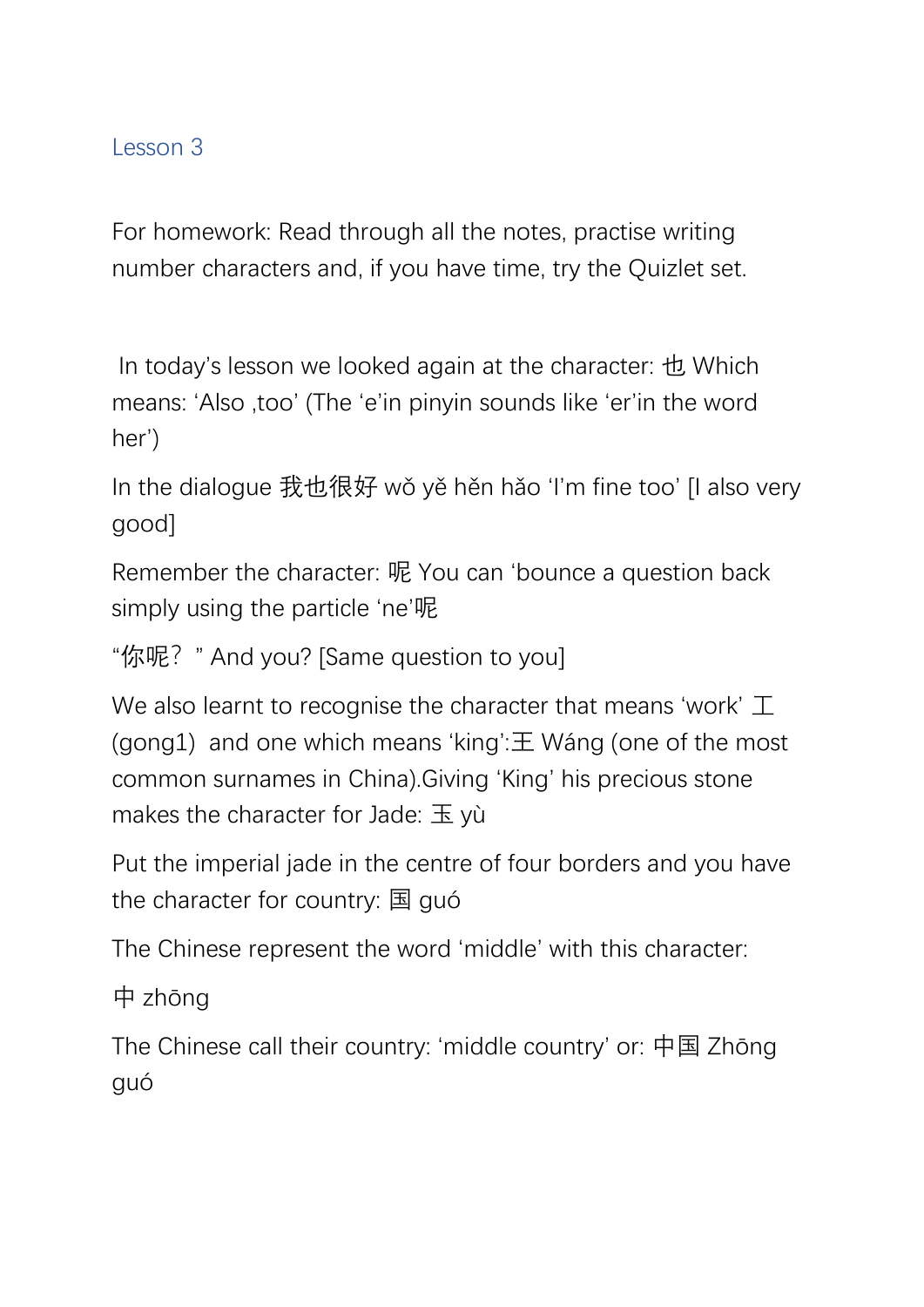## Lesson 3

For homework: Read through all the notes, practise writing number characters and, if you have time, try the Quizlet set.

In today's lesson we looked again at the character: 也 Which means: 'Also ,too' (The 'e'in pinyin sounds like 'er'in the word her')

In the dialogue 我也很好 wǒ yě hěn hǎo 'I'm fine too' [I also very good]

Remember the character: 呢 You can 'bounce a question back simply using the particle 'ne'呢

"你呢？" And you? [Same question to you]

We also learnt to recognise the character that means 'work' 工 (gong1) and one which means 'king':王 Wáng (one of the most common surnames in China).Giving 'King' his precious stone makes the character for Jade: 玉 yù

Put the imperial jade in the centre of four borders and you have the character for country: 国 guó

The Chinese represent the word 'middle' with this character:

中 zhōng

The Chinese call their country: 'middle country' or: 中国 Zhōng guó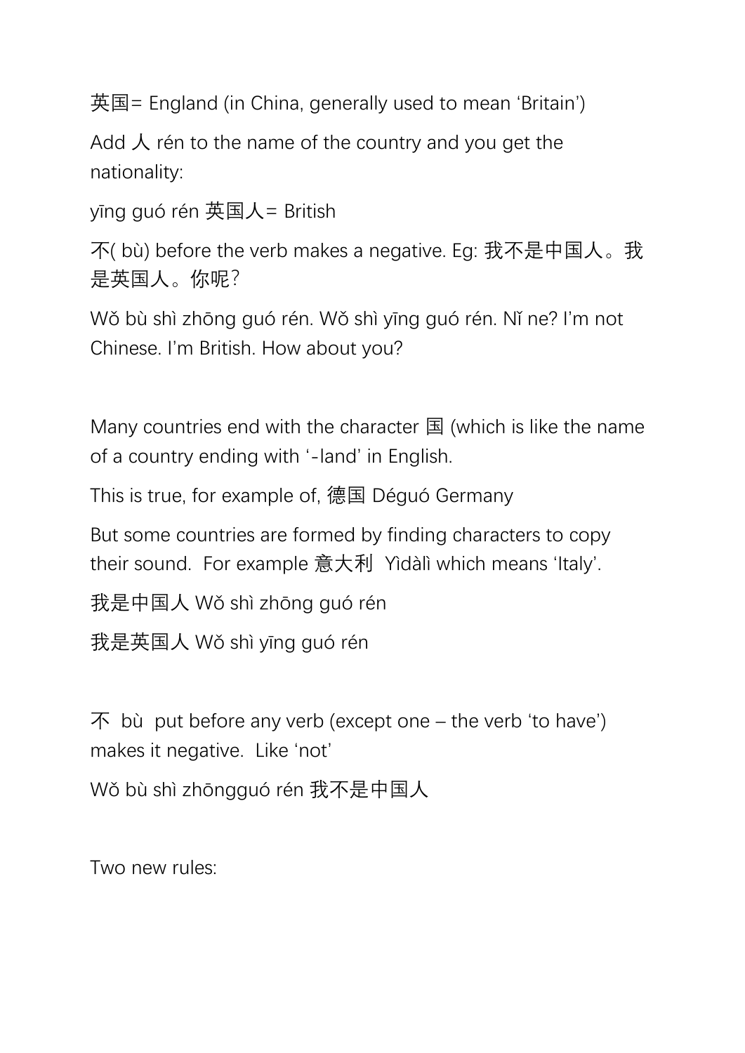英国= England (in China, generally used to mean 'Britain')

Add 人 rén to the name of the country and you get the nationality:

yīng guó rén 英国人= British

不( bù) before the verb makes a negative. Eg: 我不是中国人。我是英国人。你呢?

Wǒ bù shì zhōng guó rén. Wǒ shì yīng guó rén. Nǐ ne? I'm not Chinese. I'm British. How about you?

Many countries end with the character 国 (which is like the name of a country ending with '-land' in English.

This is true, for example of, 德国 Déguó Germany

But some countries are formed by finding characters to copy their sound. For example 意大利 Yìdàlì which means 'Italy'.

我是中国人 Wǒ shì zhōng guó rén

我是英国人 Wǒ shì yīng guó rén

不 bù put before any verb (except one – the verb 'to have') makes it negative. Like 'not'

Wǒ bù shì zhōngguó rén 我不是中国人

Two new rules: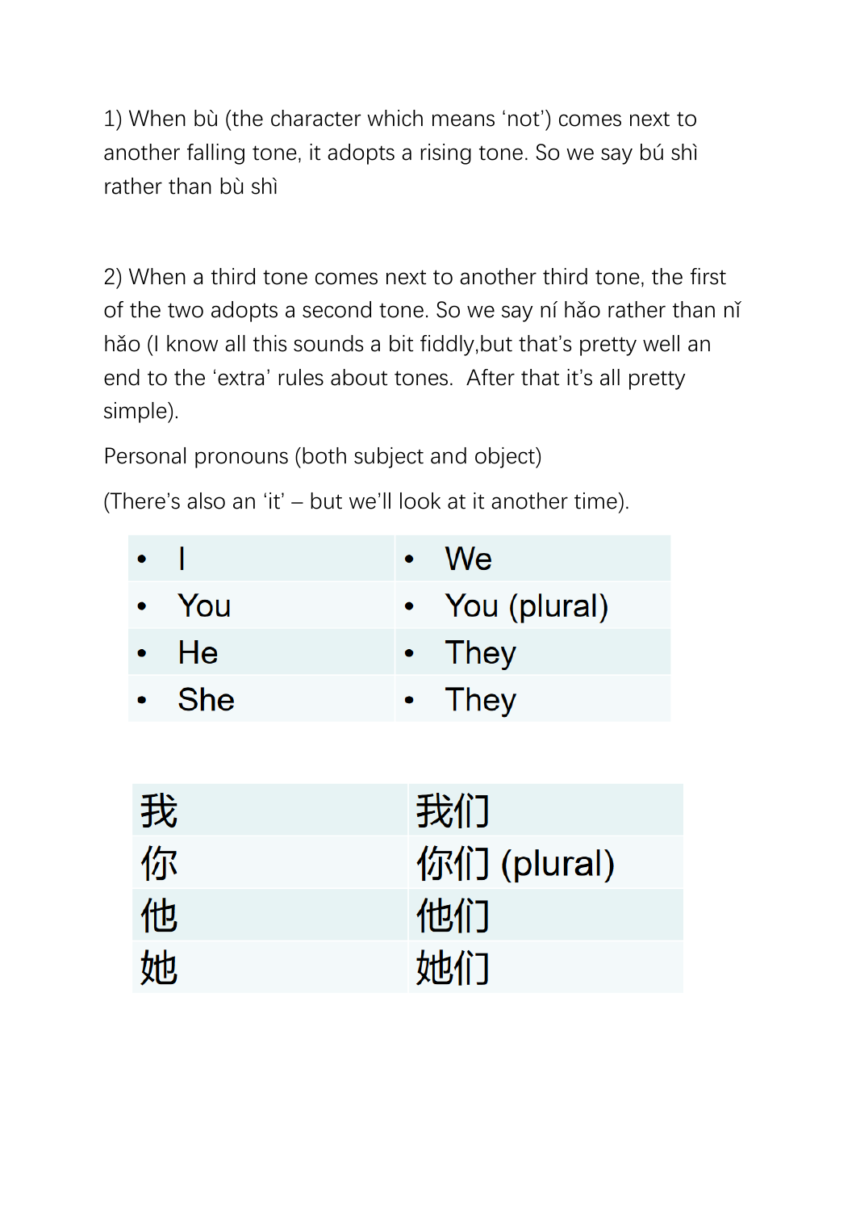1) When bù (the character which means 'not') comes next to another falling tone, it adopts a rising tone. So we say bú shì rather than bù shì

2) When a third tone comes next to another third tone, the first of the two adopts a second tone. So we say ní hǎo rather than nǐ hǎo (I know all this sounds a bit fiddly,but that's pretty well an end to the 'extra' rules about tones. After that it's all pretty simple).

Personal pronouns (both subject and object)

(There's also an 'it' – but we'll look at it another time).

| | |
|---|---|
| • I | • We |
| • You | • You (plural) |
| • He | • They |
| • She | • They |

| | |
|---|---|
| 我 | 我们 |
| 你 | 你们 (plural) |
| 他 | 他们 |
| 她 | 她们 |